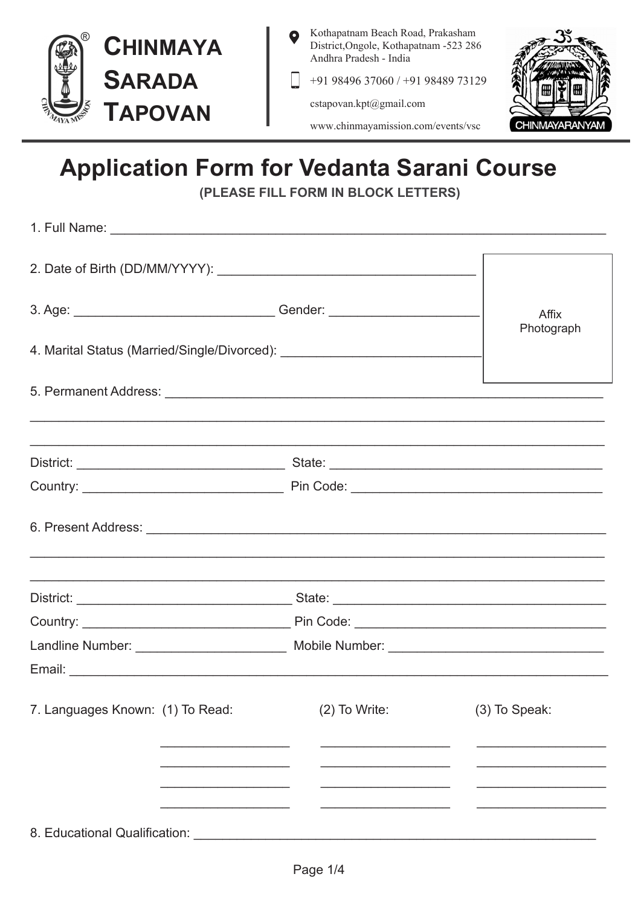**CHINMAYA SARADA TAPOVAN**

Kothapatnam Beach Road, Prakasham District,Ongole, Kothapatnam -523 286 Andhra Pradesh - India

+91 98496 37060 / +91 98489 73129

cstapovan.kpt@gmail.com

www.chinmayamission.com/events/vsc

CHINMAYARANYAM

# Application Form for Vedanta Sarani Course

**(PLEASE FILL FORM IN BLOCK LETTERS)**

1. Full Name: ____________________________________________

2. Date of Birth (DD/MM/YYYY): ______________________________

3. Age: ______________________ Gender: ______________________

4. Marital Status (Married/Single/Divorced): ______________________

Affix Photograph

5. Permanent Address: ____________________________________________

____________________________________________

____________________________________________

District: ______________________ State: ______________________

Country: ______________________ Pin Code: ______________________

6. Present Address: ____________________________________________

____________________________________________

____________________________________________

District: ______________________ State: ______________________

Country: ______________________ Pin Code: ______________________

Landline Number: ______________________ Mobile Number: ______________________

Email: ____________________________________________

7. Languages Known:

| (1) To Read: | (2) To Write: | (3) To Speak: |
|---|---|---|
| ____________ | ____________ | ____________ |
| ____________ | ____________ | ____________ |
| ____________ | ____________ | ____________ |
| ____________ | ____________ | ____________ |

8. Educational Qualification: ____________________________________________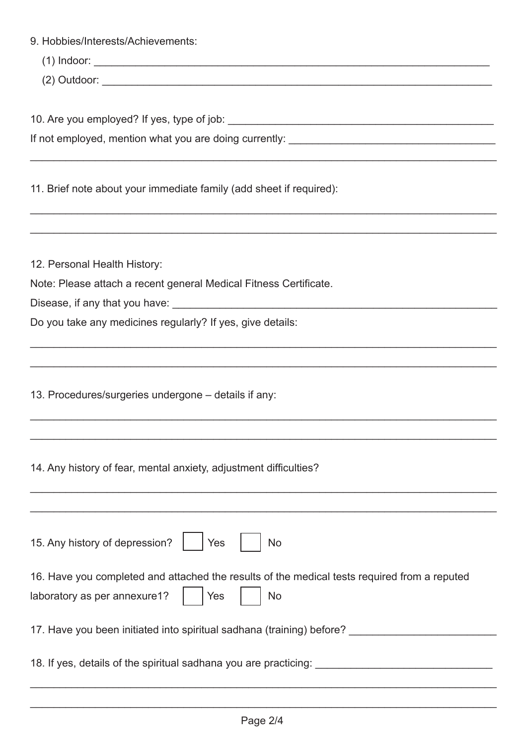9. Hobbies/Interests/Achievements:

(1) Indoor: ____________________________________________________________________

(2) Outdoor: ___________________________________________________________________

10. Are you employed? If yes, type of job: _____________________________________________

If not employed, mention what you are doing currently: ________________________________

_______________________________________________________________________________

11. Brief note about your immediate family (add sheet if required):

_______________________________________________________________________________

_______________________________________________________________________________

12. Personal Health History:

Note: Please attach a recent general Medical Fitness Certificate.

Disease, if any that you have: ____________________________________________________

Do you take any medicines regularly? If yes, give details:

_______________________________________________________________________________

_______________________________________________________________________________

13. Procedures/surgeries undergone – details if any:

_______________________________________________________________________________

_______________________________________________________________________________

14. Any history of fear, mental anxiety, adjustment difficulties?

_______________________________________________________________________________

_______________________________________________________________________________

15. Any history of depression? ☐ Yes ☐ No

16. Have you completed and attached the results of the medical tests required from a reputed laboratory as per annexure1? ☐ Yes ☐ No

17. Have you been initiated into spiritual sadhana (training) before? ________________________

18. If yes, details of the spiritual sadhana you are practicing: ____________________________

_______________________________________________________________________________

_______________________________________________________________________________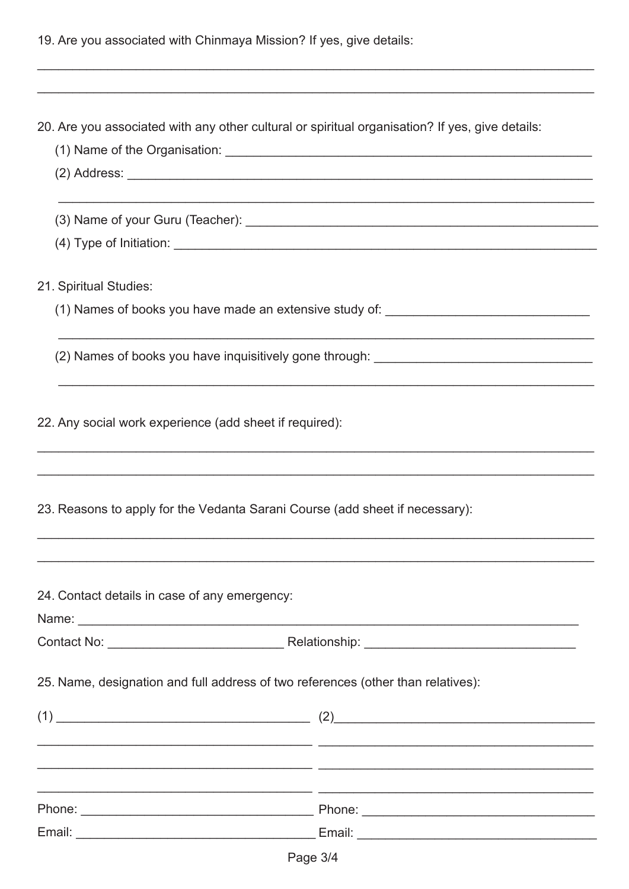19. Are you associated with Chinmaya Mission? If yes, give details:

_______________________________________________________________________________

_______________________________________________________________________________

20. Are you associated with any other cultural or spiritual organisation? If yes, give details:

(1) Name of the Organisation: ______________________________________________

(2) Address: _________________________________________________________

_____________________________________________________________________

(3) Name of your Guru (Teacher): ____________________________________________

(4) Type of Initiation: _____________________________________________________

21. Spiritual Studies:

(1) Names of books you have made an extensive study of: ______________________

_____________________________________________________________________

(2) Names of books you have inquisitively gone through: ________________________

_____________________________________________________________________

22. Any social work experience (add sheet if required):

_______________________________________________________________________________

_______________________________________________________________________________

23. Reasons to apply for the Vedanta Sarani Course (add sheet if necessary):

_______________________________________________________________________________

_______________________________________________________________________________

24. Contact details in case of any emergency:

Name: _________________________________________________________________

Contact No: ____________________ Relationship: _______________________

25. Name, designation and full address of two references (other than relatives):

| (1) ____________________________ | (2) ____________________________ |
| --- | --- |
| ____________________________ | ____________________________ |
| ____________________________ | ____________________________ |
| ____________________________ | ____________________________ |
| Phone: ____________________________ | Phone: ____________________________ |
| Email: ____________________________ | Email: ____________________________ |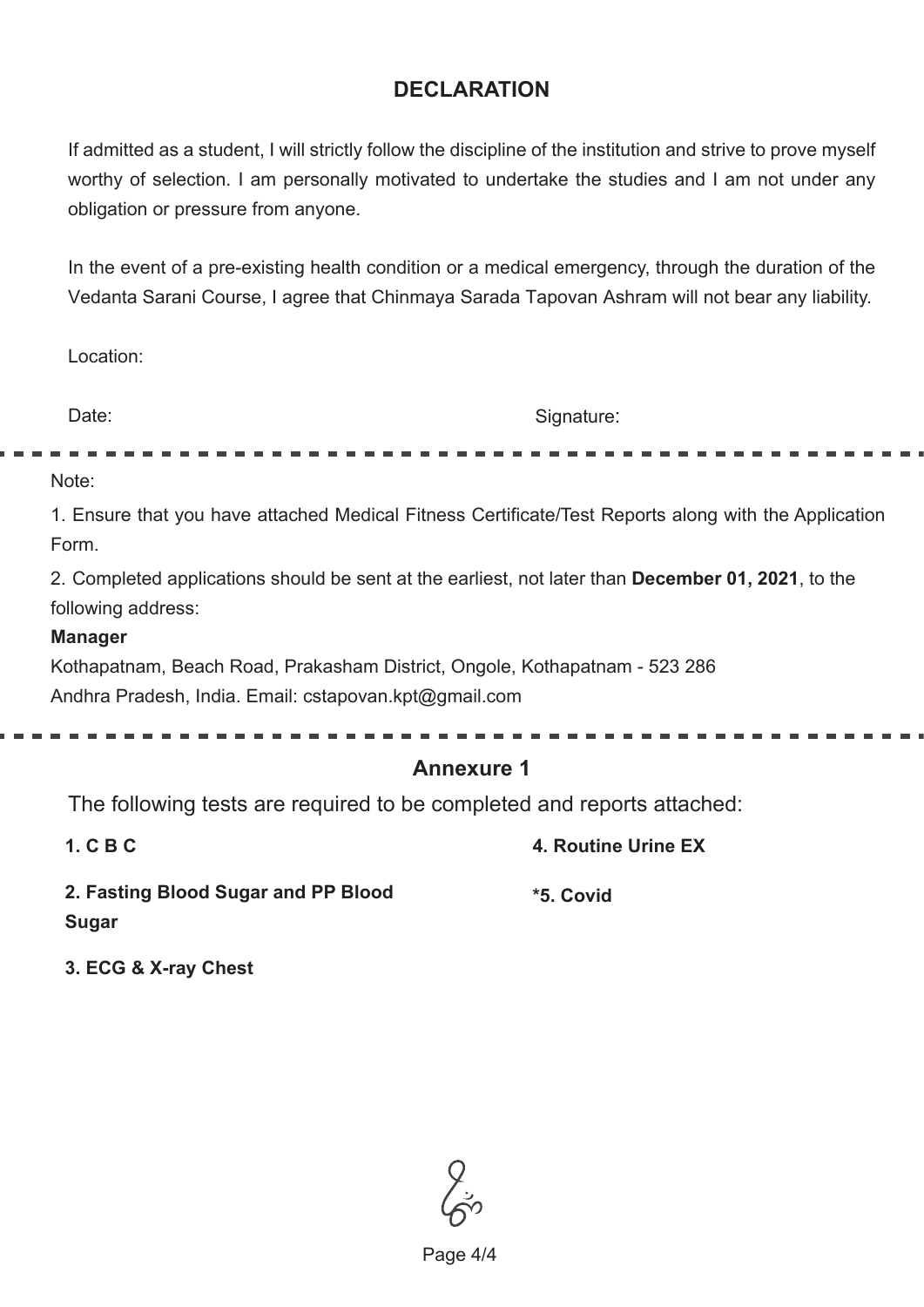## DECLARATION

If admitted as a student, I will strictly follow the discipline of the institution and strive to prove myself worthy of selection. I am personally motivated to undertake the studies and I am not under any obligation or pressure from anyone.

In the event of a pre-existing health condition or a medical emergency, through the duration of the Vedanta Sarani Course, I agree that Chinmaya Sarada Tapovan Ashram will not bear any liability.

Location:

Date: Signature:

---

Note:

1. Ensure that you have attached Medical Fitness Certificate/Test Reports along with the Application Form.

2. Completed applications should be sent at the earliest, not later than **December 01, 2021**, to the following address:

**Manager**
Kothapatnam, Beach Road, Prakasham District, Ongole, Kothapatnam - 523 286
Andhra Pradesh, India. Email: cstapovan.kpt@gmail.com

---

## Annexure 1

The following tests are required to be completed and reports attached:

**1. C B C**

**2. Fasting Blood Sugar and PP Blood Sugar**

**3. ECG & X-ray Chest**

**4. Routine Urine EX**

***5. Covid**